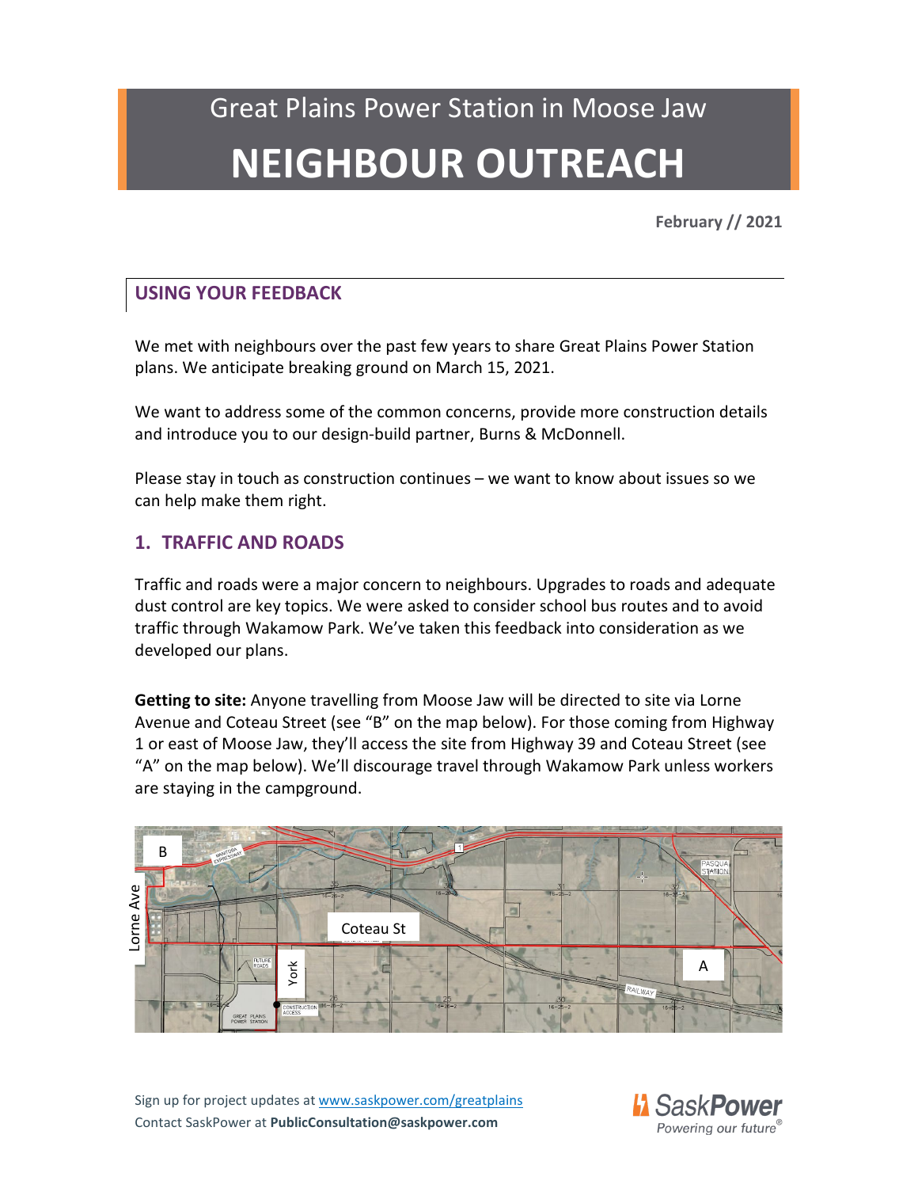# Great Plains Power Station in Moose Jaw

# NEIGHBOUR OUTREACH

**February // 2021**

## USING YOUR FEEDBACK

We met with neighbours over the past few years to share Great Plains Power Station plans. We anticipate breaking ground on March 15, 2021.

We want to address some of the common concerns, provide more construction details and introduce you to our design-build partner, Burns & McDonnell.

Please stay in touch as construction continues – we want to know about issues so we can help make them right.

## 1. TRAFFIC AND ROADS

Traffic and roads were a major concern to neighbours. Upgrades to roads and adequate dust control are key topics. We were asked to consider school bus routes and to avoid traffic through Wakamow Park. We've taken this feedback into consideration as we developed our plans.

**Getting to site:** Anyone travelling from Moose Jaw will be directed to site via Lorne Avenue and Coteau Street (see "B" on the map below). For those coming from Highway 1 or east of Moose Jaw, they'll access the site from Highway 39 and Coteau Street (see "A" on the map below). We'll discourage travel through Wakamow Park unless workers are staying in the campground.

Sign up for project updates at www.saskpower.com/greatplains
Contact SaskPower at **PublicConsultation@saskpower.com**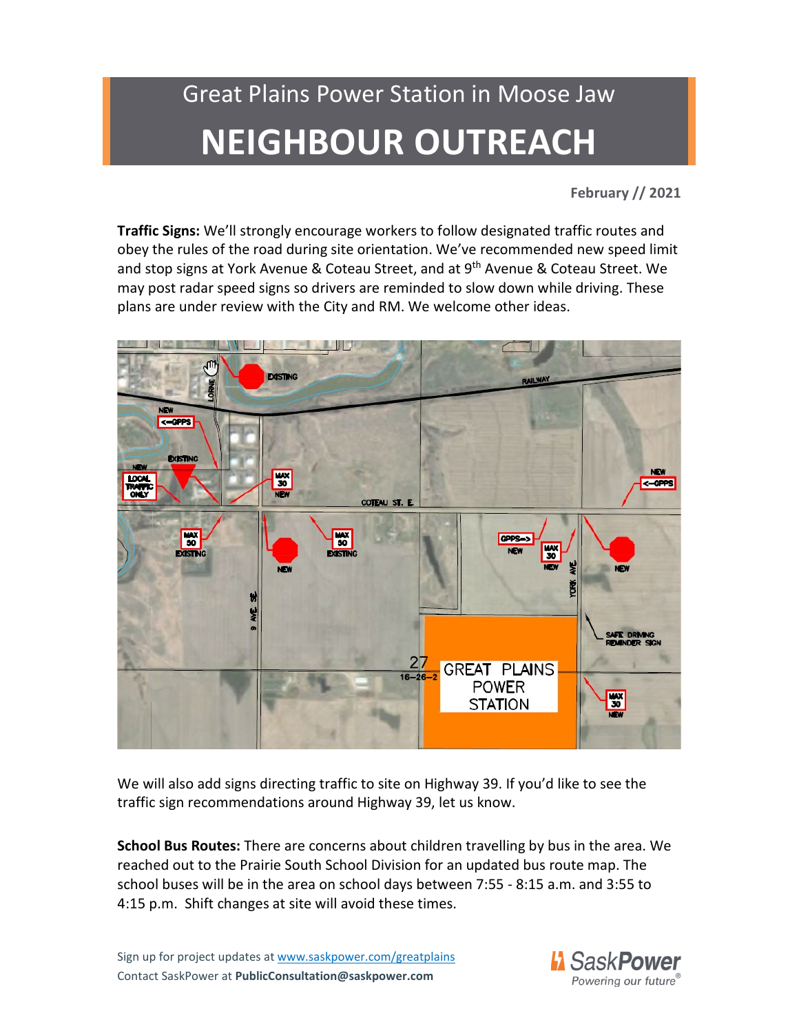# Great Plains Power Station in Moose Jaw

# NEIGHBOUR OUTREACH

**February // 2021**

**Traffic Signs:** We'll strongly encourage workers to follow designated traffic routes and obey the rules of the road during site orientation. We've recommended new speed limit and stop signs at York Avenue & Coteau Street, and at 9th Avenue & Coteau Street. We may post radar speed signs so drivers are reminded to slow down while driving. These plans are under review with the City and RM. We welcome other ideas.

We will also add signs directing traffic to site on Highway 39. If you'd like to see the traffic sign recommendations around Highway 39, let us know.

**School Bus Routes:** There are concerns about children travelling by bus in the area. We reached out to the Prairie South School Division for an updated bus route map. The school buses will be in the area on school days between 7:55 - 8:15 a.m. and 3:55 to 4:15 p.m. Shift changes at site will avoid these times.

Sign up for project updates at www.saskpower.com/greatplains
Contact SaskPower at **PublicConsultation@saskpower.com**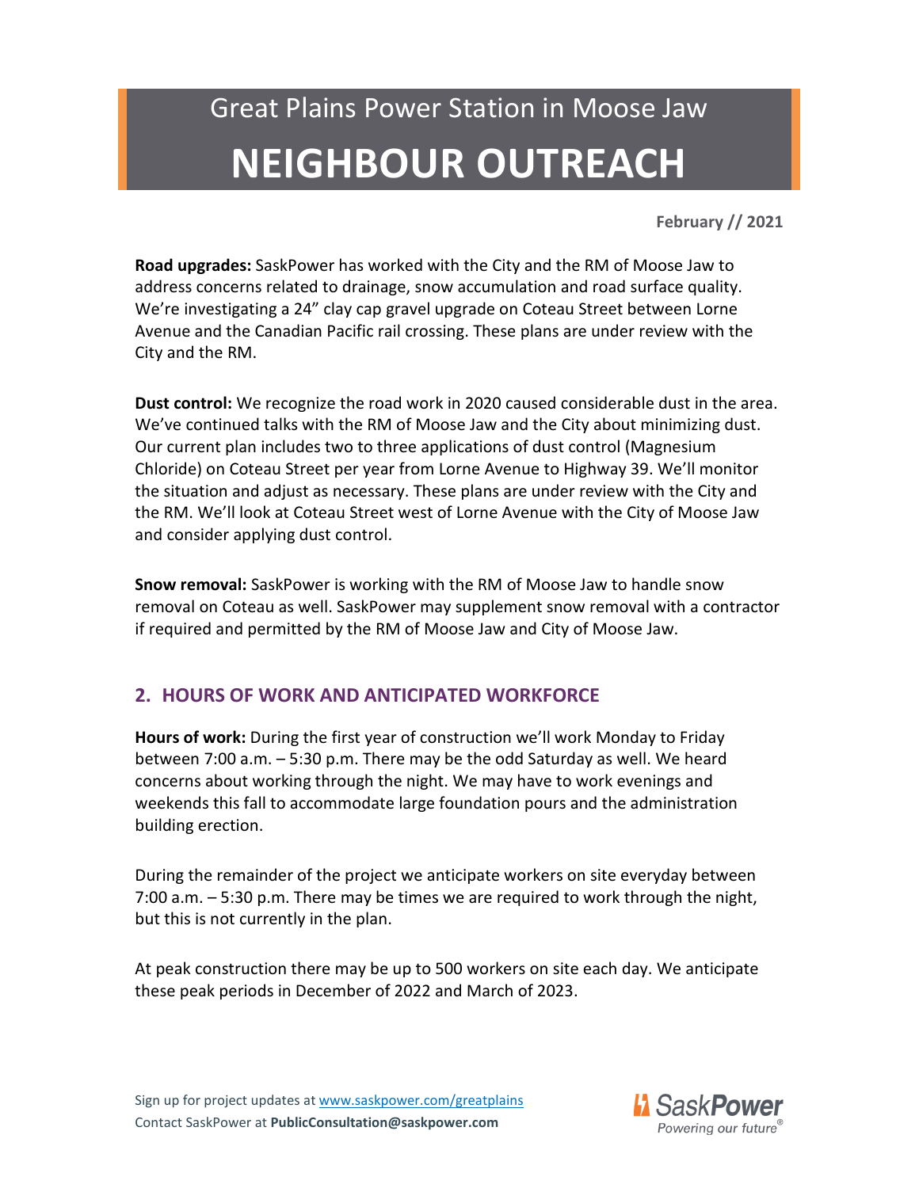# Great Plains Power Station in Moose Jaw

# NEIGHBOUR OUTREACH

**February // 2021**

**Road upgrades:** SaskPower has worked with the City and the RM of Moose Jaw to address concerns related to drainage, snow accumulation and road surface quality. We're investigating a 24" clay cap gravel upgrade on Coteau Street between Lorne Avenue and the Canadian Pacific rail crossing. These plans are under review with the City and the RM.

**Dust control:** We recognize the road work in 2020 caused considerable dust in the area. We've continued talks with the RM of Moose Jaw and the City about minimizing dust. Our current plan includes two to three applications of dust control (Magnesium Chloride) on Coteau Street per year from Lorne Avenue to Highway 39. We'll monitor the situation and adjust as necessary. These plans are under review with the City and the RM. We'll look at Coteau Street west of Lorne Avenue with the City of Moose Jaw and consider applying dust control.

**Snow removal:** SaskPower is working with the RM of Moose Jaw to handle snow removal on Coteau as well. SaskPower may supplement snow removal with a contractor if required and permitted by the RM of Moose Jaw and City of Moose Jaw.

## 2. HOURS OF WORK AND ANTICIPATED WORKFORCE

**Hours of work:** During the first year of construction we'll work Monday to Friday between 7:00 a.m. – 5:30 p.m. There may be the odd Saturday as well. We heard concerns about working through the night. We may have to work evenings and weekends this fall to accommodate large foundation pours and the administration building erection.

During the remainder of the project we anticipate workers on site everyday between 7:00 a.m. – 5:30 p.m. There may be times we are required to work through the night, but this is not currently in the plan.

At peak construction there may be up to 500 workers on site each day. We anticipate these peak periods in December of 2022 and March of 2023.

Sign up for project updates at [www.saskpower.com/greatplains](www.saskpower.com/greatplains)
Contact SaskPower at **PublicConsultation@saskpower.com**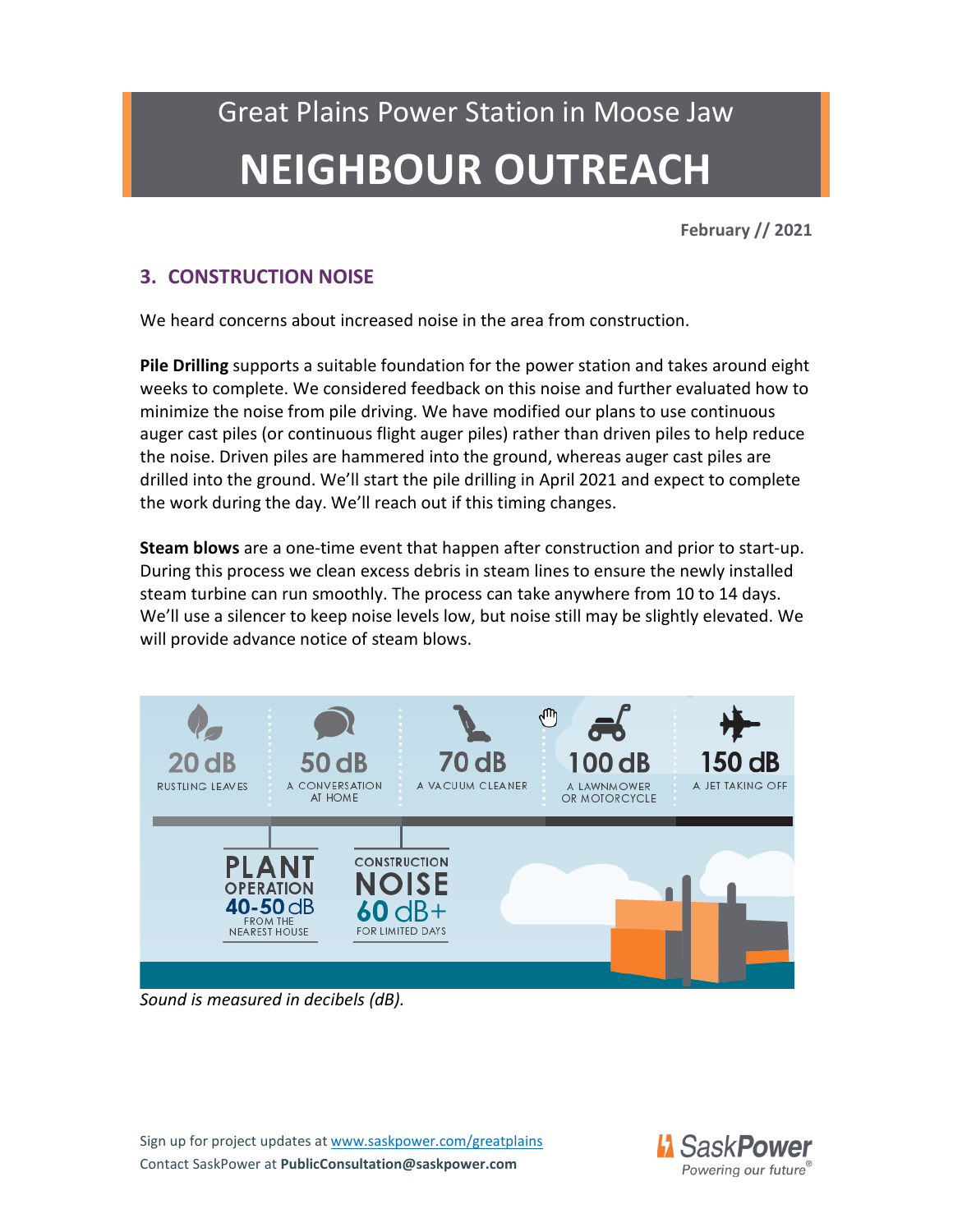# Great Plains Power Station in Moose Jaw

# NEIGHBOUR OUTREACH

**February // 2021**

## 3. CONSTRUCTION NOISE

We heard concerns about increased noise in the area from construction.

**Pile Drilling** supports a suitable foundation for the power station and takes around eight weeks to complete. We considered feedback on this noise and further evaluated how to minimize the noise from pile driving. We have modified our plans to use continuous auger cast piles (or continuous flight auger piles) rather than driven piles to help reduce the noise. Driven piles are hammered into the ground, whereas auger cast piles are drilled into the ground. We'll start the pile drilling in April 2021 and expect to complete the work during the day. We'll reach out if this timing changes.

**Steam blows** are a one-time event that happen after construction and prior to start-up. During this process we clean excess debris in steam lines to ensure the newly installed steam turbine can run smoothly. The process can take anywhere from 10 to 14 days. We'll use a silencer to keep noise levels low, but noise still may be slightly elevated. We will provide advance notice of steam blows.

20 dB RUSTLING LEAVES | 50 dB A CONVERSATION AT HOME | 70 dB A VACUUM CLEANER | 100 dB A LAWNMOWER OR MOTORCYCLE | 150 dB A JET TAKING OFF

PLANT OPERATION 40-50 dB FROM THE NEAREST HOUSE

CONSTRUCTION NOISE 60 dB+ FOR LIMITED DAYS

*Sound is measured in decibels (dB).*

Sign up for project updates at www.saskpower.com/greatplains
Contact SaskPower at **PublicConsultation@saskpower.com**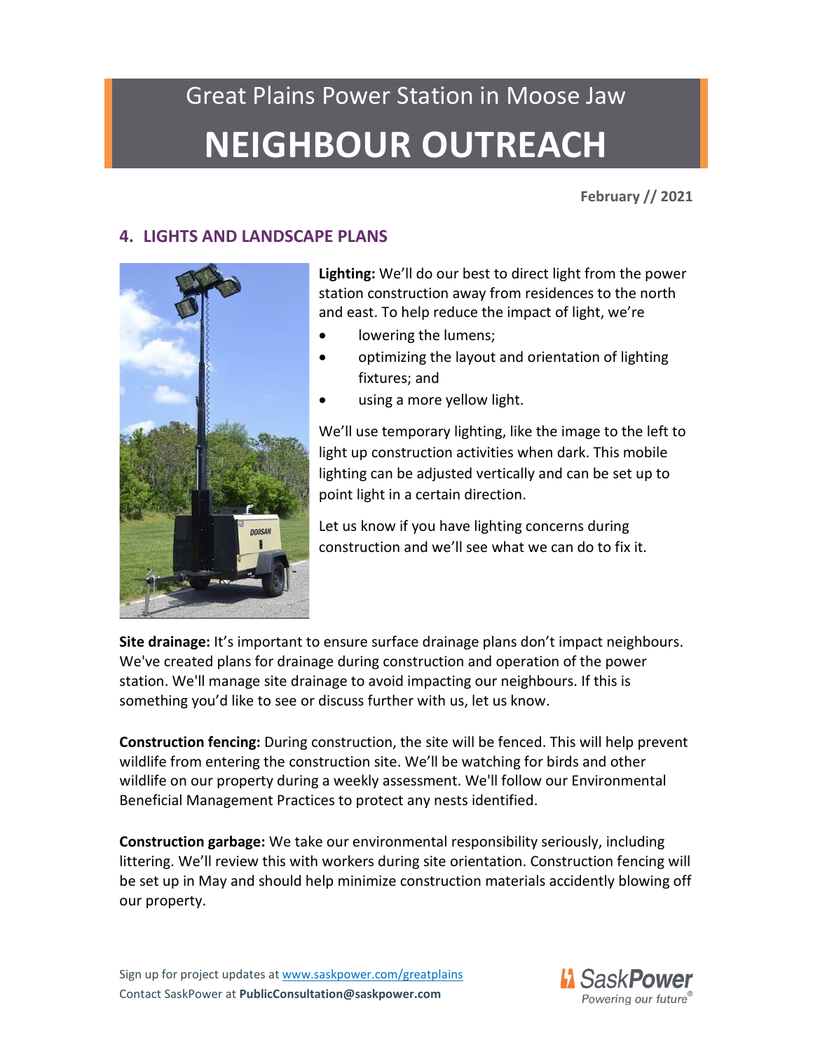# Great Plains Power Station in Moose Jaw

# NEIGHBOUR OUTREACH

**February // 2021**

## 4. LIGHTS AND LANDSCAPE PLANS

**Lighting:** We'll do our best to direct light from the power station construction away from residences to the north and east. To help reduce the impact of light, we're

- lowering the lumens;
- optimizing the layout and orientation of lighting fixtures; and
- using a more yellow light.

We'll use temporary lighting, like the image to the left to light up construction activities when dark. This mobile lighting can be adjusted vertically and can be set up to point light in a certain direction.

Let us know if you have lighting concerns during construction and we'll see what we can do to fix it.

**Site drainage:** It's important to ensure surface drainage plans don't impact neighbours. We've created plans for drainage during construction and operation of the power station. We'll manage site drainage to avoid impacting our neighbours. If this is something you'd like to see or discuss further with us, let us know.

**Construction fencing:** During construction, the site will be fenced. This will help prevent wildlife from entering the construction site. We'll be watching for birds and other wildlife on our property during a weekly assessment. We'll follow our Environmental Beneficial Management Practices to protect any nests identified.

**Construction garbage:** We take our environmental responsibility seriously, including littering. We'll review this with workers during site orientation. Construction fencing will be set up in May and should help minimize construction materials accidently blowing off our property.

Sign up for project updates at www.saskpower.com/greatplains
Contact SaskPower at **PublicConsultation@saskpower.com**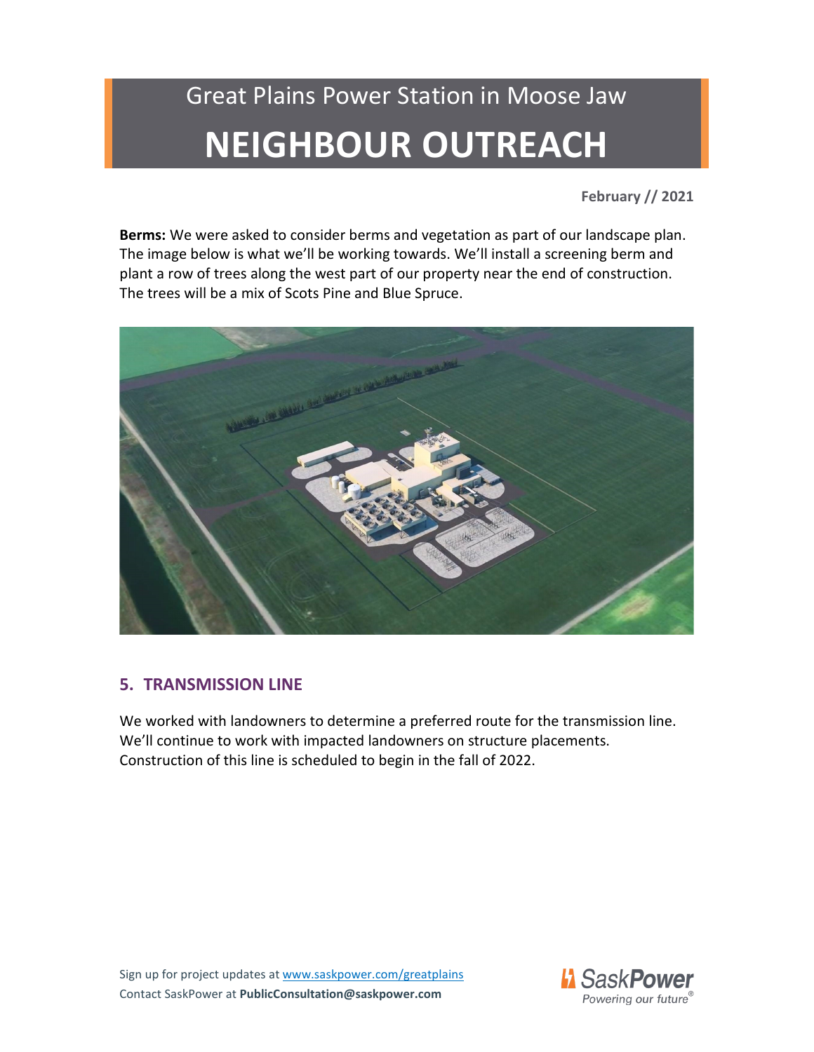# Great Plains Power Station in Moose Jaw

# NEIGHBOUR OUTREACH

**February // 2021**

**Berms:** We were asked to consider berms and vegetation as part of our landscape plan. The image below is what we'll be working towards. We'll install a screening berm and plant a row of trees along the west part of our property near the end of construction. The trees will be a mix of Scots Pine and Blue Spruce.

## 5. TRANSMISSION LINE

We worked with landowners to determine a preferred route for the transmission line. We'll continue to work with impacted landowners on structure placements. Construction of this line is scheduled to begin in the fall of 2022.

Sign up for project updates at www.saskpower.com/greatplains
Contact SaskPower at **PublicConsultation@saskpower.com**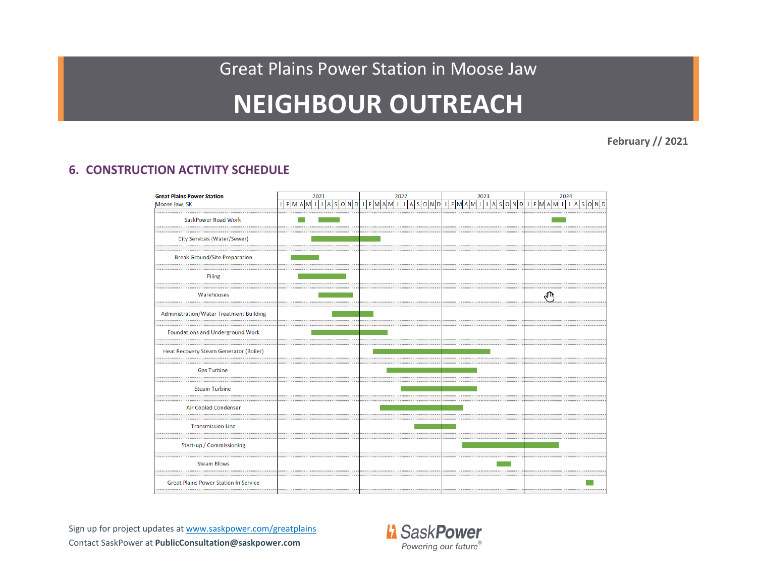Great Plains Power Station in Moose Jaw

# NEIGHBOUR OUTREACH

**February // 2021**

## 6. CONSTRUCTION ACTIVITY SCHEDULE

**Great Plains Power Station**
Moose Jaw, SK

2021
2022
2023
2024

J F M A M J J A S O N D J F M A M J J A S O N D J F M A M J J A S O N D J F M A M J J A S O N D

SaskPower Road Work
City Services (Water/Sewer)
Break Ground/Site Preparation
Piling
Warehouses
Administration/Water Treatment Building
Foundations and Underground Work
Heat Recovery Steam Generator (Boiler)
Gas Turbine
Steam Turbine
Air Cooled Condenser
Transmission Line
Start-up / Commissioning
Steam Blows
Great Plains Power Station In Service

Sign up for project updates at www.saskpower.com/greatplains
Contact SaskPower at **PublicConsultation@saskpower.com**

SaskPower
Powering our future®